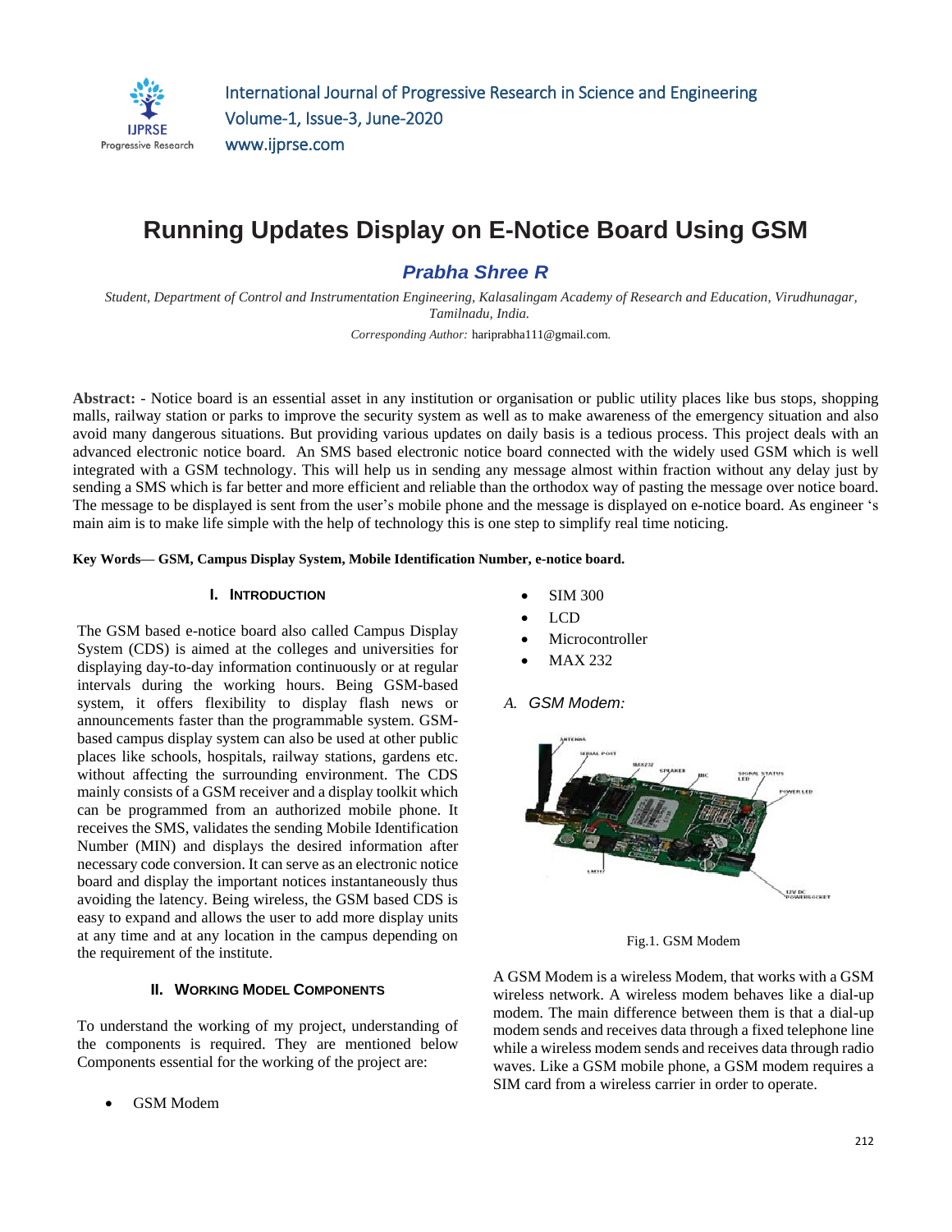# Running Updates Display on E-Notice Board Using GSM

## *Prabha Shree R*

*Student, Department of Control and Instrumentation Engineering, Kalasalingam Academy of Research and Education, Virudhunagar, Tamilnadu, India.*

*Corresponding Author:* haripraba111@gmail.com.

**Abstract:** - Notice board is an essential asset in any institution or organisation or public utility places like bus stops, shopping malls, railway station or parks to improve the security system as well as to make awareness of the emergency situation and also avoid many dangerous situations. But providing various updates on daily basis is a tedious process. This project deals with an advanced electronic notice board. An SMS based electronic notice board connected with the widely used GSM which is well integrated with a GSM technology. This will help us in sending any message almost within fraction without any delay just by sending a SMS which is far better and more efficient and reliable than the orthodox way of pasting the message over notice board. The message to be displayed is sent from the user's mobile phone and the message is displayed on e-notice board. As engineer 's main aim is to make life simple with the help of technology this is one step to simplify real time noticing.

**Key Words— GSM, Campus Display System, Mobile Identification Number, e-notice board.**

## I. Introduction

The GSM based e-notice board also called Campus Display System (CDS) is aimed at the colleges and universities for displaying day-to-day information continuously or at regular intervals during the working hours. Being GSM-based system, it offers flexibility to display flash news or announcements faster than the programmable system. GSM-based campus display system can also be used at other public places like schools, hospitals, railway stations, gardens etc. without affecting the surrounding environment. The CDS mainly consists of a GSM receiver and a display toolkit which can be programmed from an authorized mobile phone. It receives the SMS, validates the sending Mobile Identification Number (MIN) and displays the desired information after necessary code conversion. It can serve as an electronic notice board and display the important notices instantaneously thus avoiding the latency. Being wireless, the GSM based CDS is easy to expand and allows the user to add more display units at any time and at any location in the campus depending on the requirement of the institute.

## II. Working Model Components

To understand the working of my project, understanding of the components is required. They are mentioned below Components essential for the working of the project are:

- GSM Modem
- SIM 300
- LCD
- Microcontroller
- MAX 232

### *A. GSM Modem:*

Fig.1. GSM Modem

A GSM Modem is a wireless Modem, that works with a GSM wireless network. A wireless modem behaves like a dial-up modem. The main difference between them is that a dial-up modem sends and receives data through a fixed telephone line while a wireless modem sends and receives data through radio waves. Like a GSM mobile phone, a GSM modem requires a SIM card from a wireless carrier in order to operate.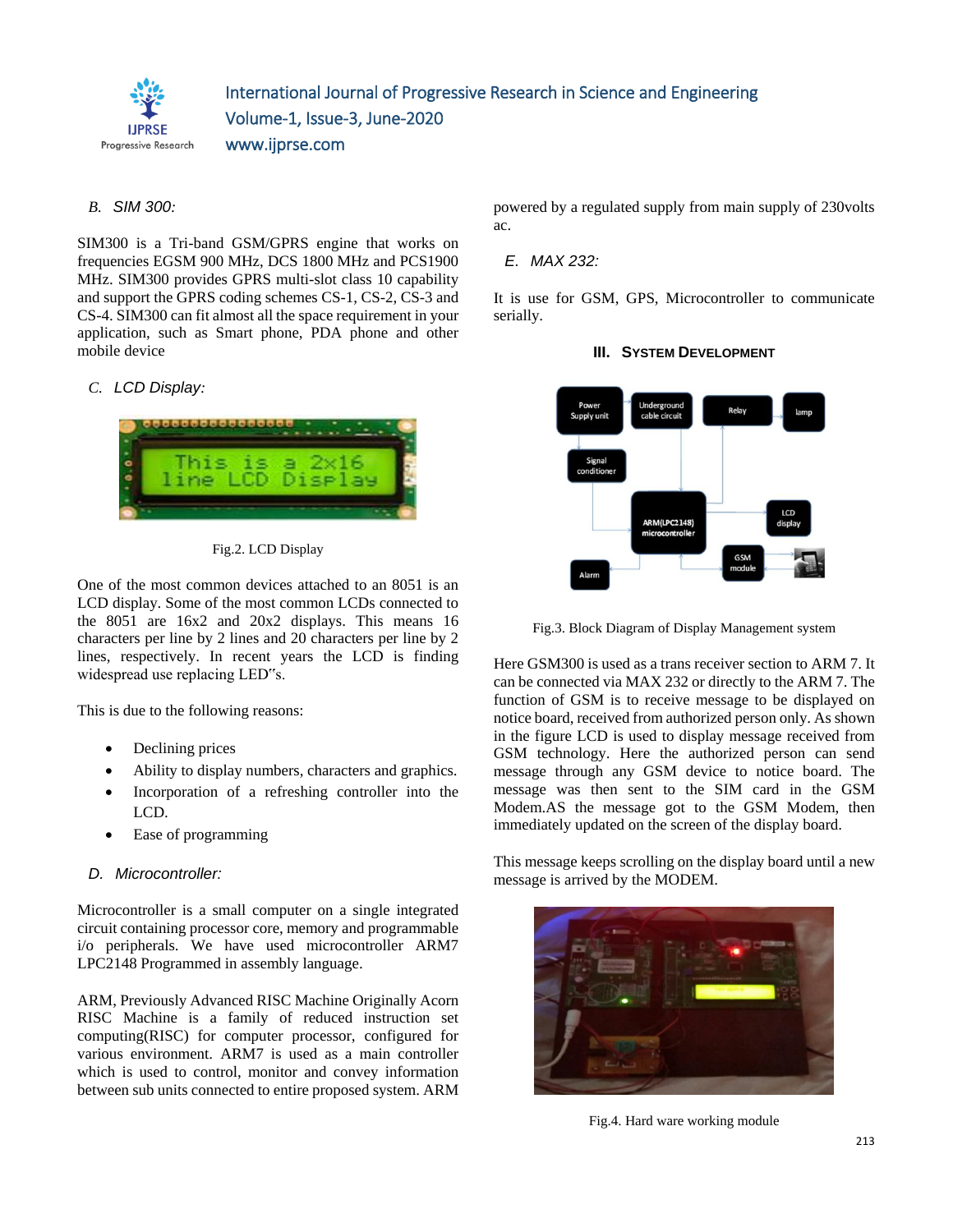### B. SIM 300:

SIM300 is a Tri-band GSM/GPRS engine that works on frequencies EGSM 900 MHz, DCS 1800 MHz and PCS1900 MHz. SIM300 provides GPRS multi-slot class 10 capability and support the GPRS coding schemes CS-1, CS-2, CS-3 and CS-4. SIM300 can fit almost all the space requirement in your application, such as Smart phone, PDA phone and other mobile device

### C. LCD Display:

Fig.2. LCD Display

One of the most common devices attached to an 8051 is an LCD display. Some of the most common LCDs connected to the 8051 are 16x2 and 20x2 displays. This means 16 characters per line by 2 lines and 20 characters per line by 2 lines, respectively. In recent years the LCD is finding widespread use replacing LED"s.

This is due to the following reasons:

- Declining prices
- Ability to display numbers, characters and graphics.
- Incorporation of a refreshing controller into the LCD.
- Ease of programming

### D. Microcontroller:

Microcontroller is a small computer on a single integrated circuit containing processor core, memory and programmable i/o peripherals. We have used microcontroller ARM7 LPC2148 Programmed in assembly language.

ARM, Previously Advanced RISC Machine Originally Acorn RISC Machine is a family of reduced instruction set computing(RISC) for computer processor, configured for various environment. ARM7 is used as a main controller which is used to control, monitor and convey information between sub units connected to entire proposed system. ARM powered by a regulated supply from main supply of 230volts ac.

### E. MAX 232:

It is use for GSM, GPS, Microcontroller to communicate serially.

## III. SYSTEM DEVELOPMENT

Fig.3. Block Diagram of Display Management system

Here GSM300 is used as a trans receiver section to ARM 7. It can be connected via MAX 232 or directly to the ARM 7. The function of GSM is to receive message to be displayed on notice board, received from authorized person only. As shown in the figure LCD is used to display message received from GSM technology. Here the authorized person can send message through any GSM device to notice board. The message was then sent to the SIM card in the GSM Modem.AS the message got to the GSM Modem, then immediately updated on the screen of the display board.

This message keeps scrolling on the display board until a new message is arrived by the MODEM.

Fig.4. Hard ware working module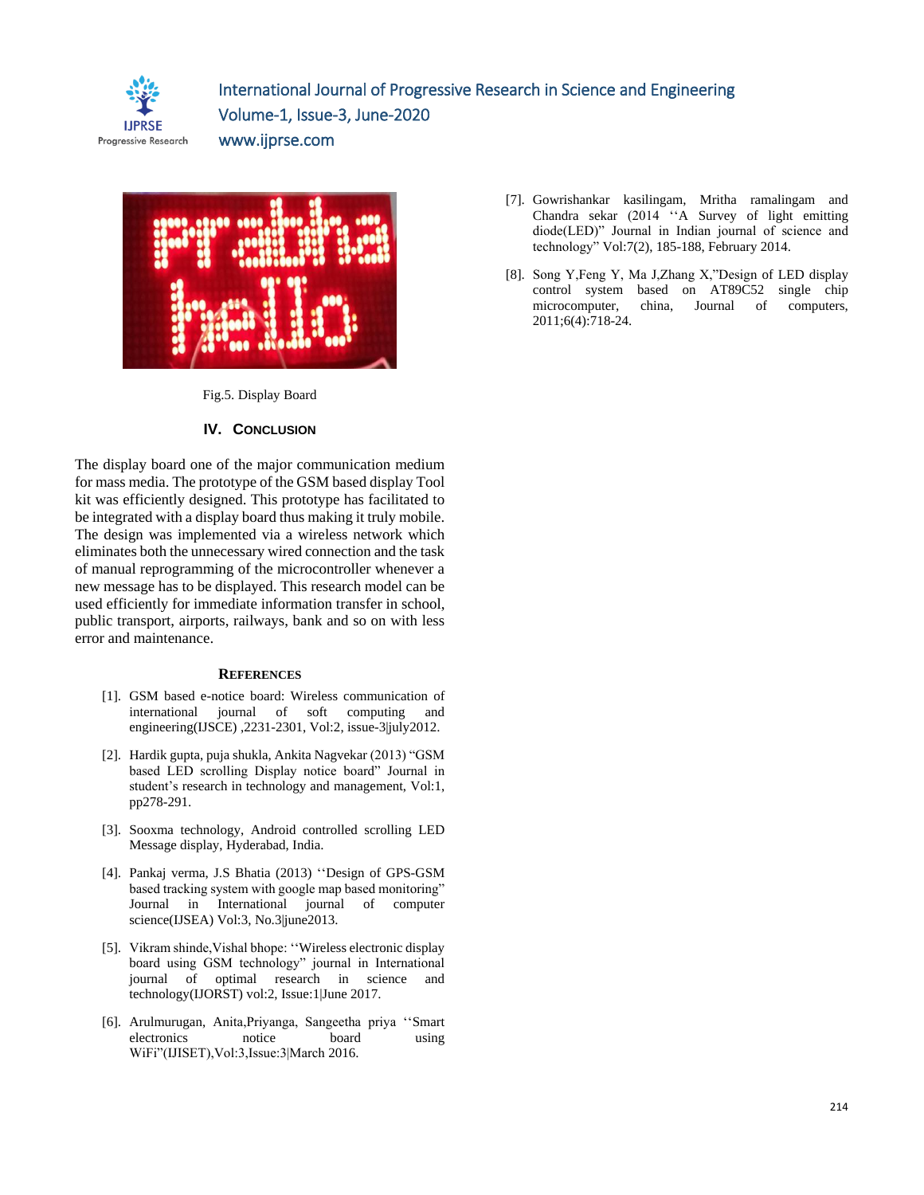Fig.5. Display Board

## IV. Conclusion

The display board one of the major communication medium for mass media. The prototype of the GSM based display Tool kit was efficiently designed. This prototype has facilitated to be integrated with a display board thus making it truly mobile. The design was implemented via a wireless network which eliminates both the unnecessary wired connection and the task of manual reprogramming of the microcontroller whenever a new message has to be displayed. This research model can be used efficiently for immediate information transfer in school, public transport, airports, railways, bank and so on with less error and maintenance.

## References

[1]. GSM based e-notice board: Wireless communication of international journal of soft computing and engineering(IJSCE) ,2231-2301, Vol:2, issue-3|july2012.

[2]. Hardik gupta, puja shukla, Ankita Nagvekar (2013) "GSM based LED scrolling Display notice board" Journal in student's research in technology and management, Vol:1, pp278-291.

[3]. Sooxma technology, Android controlled scrolling LED Message display, Hyderabad, India.

[4]. Pankaj verma, J.S Bhatia (2013) ''Design of GPS-GSM based tracking system with google map based monitoring" Journal in International journal of computer science(IJSEA) Vol:3, No.3|june2013.

[5]. Vikram shinde,Vishal bhope: ''Wireless electronic display board using GSM technology" journal in International journal of optimal research in science and technology(IJORST) vol:2, Issue:1|June 2017.

[6]. Arulmurugan, Anita,Priyanga, Sangeetha priya ''Smart electronics notice board using WiFi"(IJISET),Vol:3,Issue:3|March 2016.

[7]. Gowrishankar kasilingam, Mritha ramalingam and Chandra sekar (2014 ''A Survey of light emitting diode(LED)" Journal in Indian journal of science and technology" Vol:7(2), 185-188, February 2014.

[8]. Song Y,Feng Y, Ma J,Zhang X,"Design of LED display control system based on AT89C52 single chip microcomputer, china, Journal of computers, 2011;6(4):718-24.